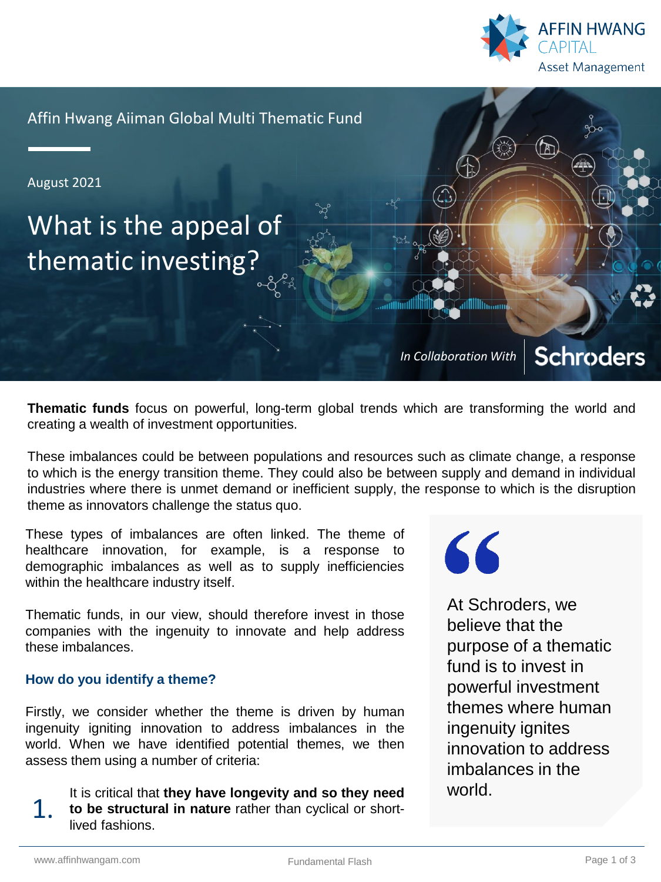Affin Hwang Aiiman Global Multi Thematic Fund

August 2021

# What is the appeal of thematic investing?

*In Collaboration With* Schroders

**Thematic funds** focus on powerful, long-term global trends which are transforming the world and creating a wealth of investment opportunities.

These imbalances could be between populations and resources such as climate change, a response to which is the energy transition theme. They could also be between supply and demand in individual industries where there is unmet demand or inefficient supply, the response to which is the disruption theme as innovators challenge the status quo.

These types of imbalances are often linked. The theme of healthcare innovation, for example, is a response to demographic imbalances as well as to supply inefficiencies within the healthcare industry itself.

Thematic funds, in our view, should therefore invest in those companies with the ingenuity to innovate and help address these imbalances.

> At Schroders, we believe that the purpose of a thematic fund is to invest in powerful investment themes where human ingenuity ignites innovation to address imbalances in the world.

### How do you identify a theme?

Firstly, we consider whether the theme is driven by human ingenuity igniting innovation to address imbalances in the world. When we have identified potential themes, we then assess them using a number of criteria:

1. It is critical that **they have longevity and so they need to be structural in nature** rather than cyclical or short-lived fashions.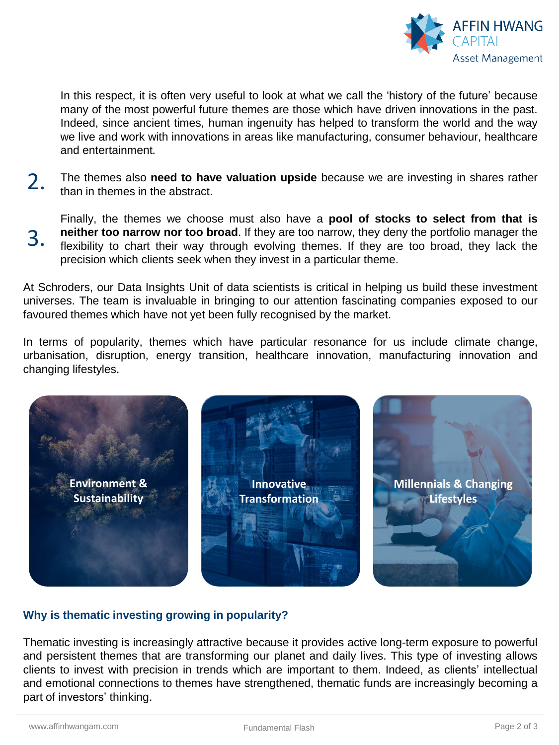In this respect, it is often very useful to look at what we call the 'history of the future' because many of the most powerful future themes are those which have driven innovations in the past. Indeed, since ancient times, human ingenuity has helped to transform the world and the way we live and work with innovations in areas like manufacturing, consumer behaviour, healthcare and entertainment.

2. The themes also **need to have valuation upside** because we are investing in shares rather than in themes in the abstract.

3. Finally, the themes we choose must also have a **pool of stocks to select from that is neither too narrow nor too broad**. If they are too narrow, they deny the portfolio manager the flexibility to chart their way through evolving themes. If they are too broad, they lack the precision which clients seek when they invest in a particular theme.

At Schroders, our Data Insights Unit of data scientists is critical in helping us build these investment universes. The team is invaluable in bringing to our attention fascinating companies exposed to our favoured themes which have not yet been fully recognised by the market.

In terms of popularity, themes which have particular resonance for us include climate change, urbanisation, disruption, energy transition, healthcare innovation, manufacturing innovation and changing lifestyles.

Environment & Sustainability

Innovative Transformation

Millennials & Changing Lifestyles

### Why is thematic investing growing in popularity?

Thematic investing is increasingly attractive because it provides active long-term exposure to powerful and persistent themes that are transforming our planet and daily lives. This type of investing allows clients to invest with precision in trends which are important to them. Indeed, as clients' intellectual and emotional connections to themes have strengthened, thematic funds are increasingly becoming a part of investors' thinking.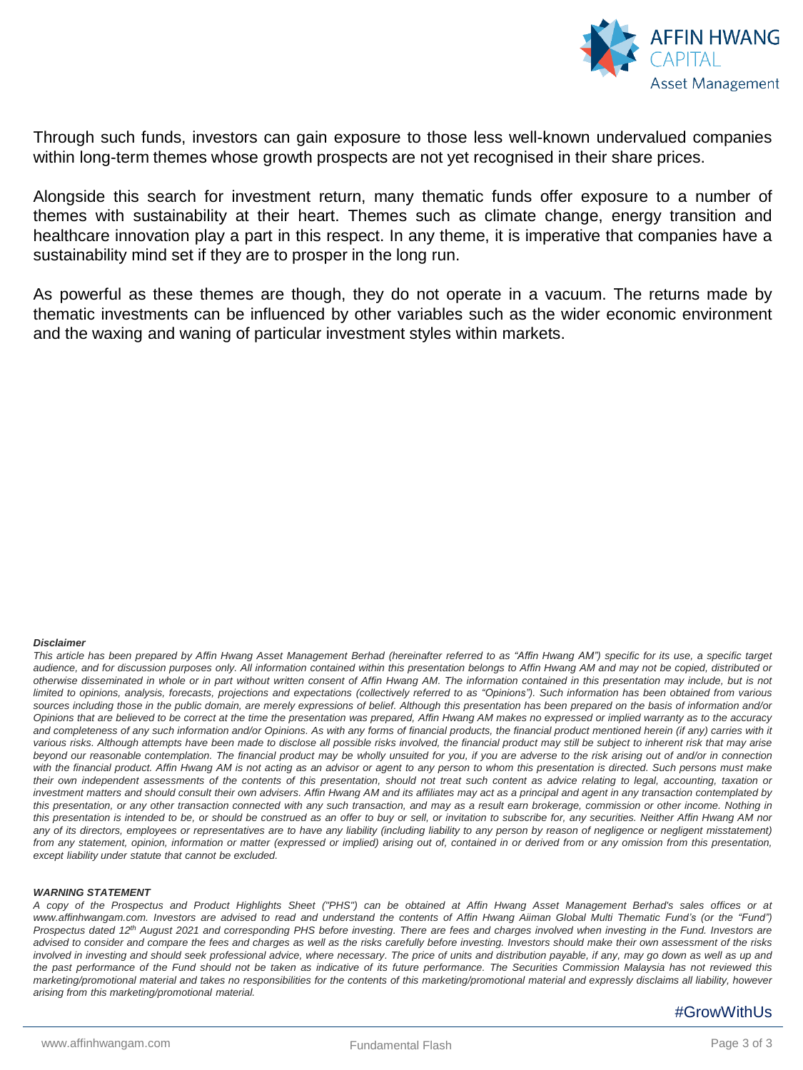Through such funds, investors can gain exposure to those less well-known undervalued companies within long-term themes whose growth prospects are not yet recognised in their share prices.

Alongside this search for investment return, many thematic funds offer exposure to a number of themes with sustainability at their heart. Themes such as climate change, energy transition and healthcare innovation play a part in this respect. In any theme, it is imperative that companies have a sustainability mind set if they are to prosper in the long run.

As powerful as these themes are though, they do not operate in a vacuum. The returns made by thematic investments can be influenced by other variables such as the wider economic environment and the waxing and waning of particular investment styles within markets.

***Disclaimer***

*This article has been prepared by Affin Hwang Asset Management Berhad (hereinafter referred to as "Affin Hwang AM") specific for its use, a specific target audience, and for discussion purposes only. All information contained within this presentation belongs to Affin Hwang AM and may not be copied, distributed or otherwise disseminated in whole or in part without written consent of Affin Hwang AM. The information contained in this presentation may include, but is not limited to opinions, analysis, forecasts, projections and expectations (collectively referred to as "Opinions"). Such information has been obtained from various sources including those in the public domain, are merely expressions of belief. Although this presentation has been prepared on the basis of information and/or Opinions that are believed to be correct at the time the presentation was prepared, Affin Hwang AM makes no expressed or implied warranty as to the accuracy and completeness of any such information and/or Opinions. As with any forms of financial products, the financial product mentioned herein (if any) carries with it various risks. Although attempts have been made to disclose all possible risks involved, the financial product may still be subject to inherent risk that may arise beyond our reasonable contemplation. The financial product may be wholly unsuited for you, if you are adverse to the risk arising out of and/or in connection with the financial product. Affin Hwang AM is not acting as an advisor or agent to any person to whom this presentation is directed. Such persons must make their own independent assessments of the contents of this presentation, should not treat such content as advice relating to legal, accounting, taxation or investment matters and should consult their own advisers. Affin Hwang AM and its affiliates may act as a principal and agent in any transaction contemplated by this presentation, or any other transaction connected with any such transaction, and may as a result earn brokerage, commission or other income. Nothing in this presentation is intended to be, or should be construed as an offer to buy or sell, or invitation to subscribe for, any securities. Neither Affin Hwang AM nor any of its directors, employees or representatives are to have any liability (including liability to any person by reason of negligence or negligent misstatement) from any statement, opinion, information or matter (expressed or implied) arising out of, contained in or derived from or any omission from this presentation, except liability under statute that cannot be excluded.*

***WARNING STATEMENT***

*A copy of the Prospectus and Product Highlights Sheet ("PHS") can be obtained at Affin Hwang Asset Management Berhad's sales offices or at www.affinhwangam.com. Investors are advised to read and understand the contents of Affin Hwang Aiiman Global Multi Thematic Fund's (or the "Fund") Prospectus dated 12th August 2021 and corresponding PHS before investing. There are fees and charges involved when investing in the Fund. Investors are advised to consider and compare the fees and charges as well as the risks carefully before investing. Investors should make their own assessment of the risks involved in investing and should seek professional advice, where necessary. The price of units and distribution payable, if any, may go down as well as up and the past performance of the Fund should not be taken as indicative of its future performance. The Securities Commission Malaysia has not reviewed this marketing/promotional material and takes no responsibilities for the contents of this marketing/promotional material and expressly disclaims all liability, however arising from this marketing/promotional material.*

#GrowWithUs